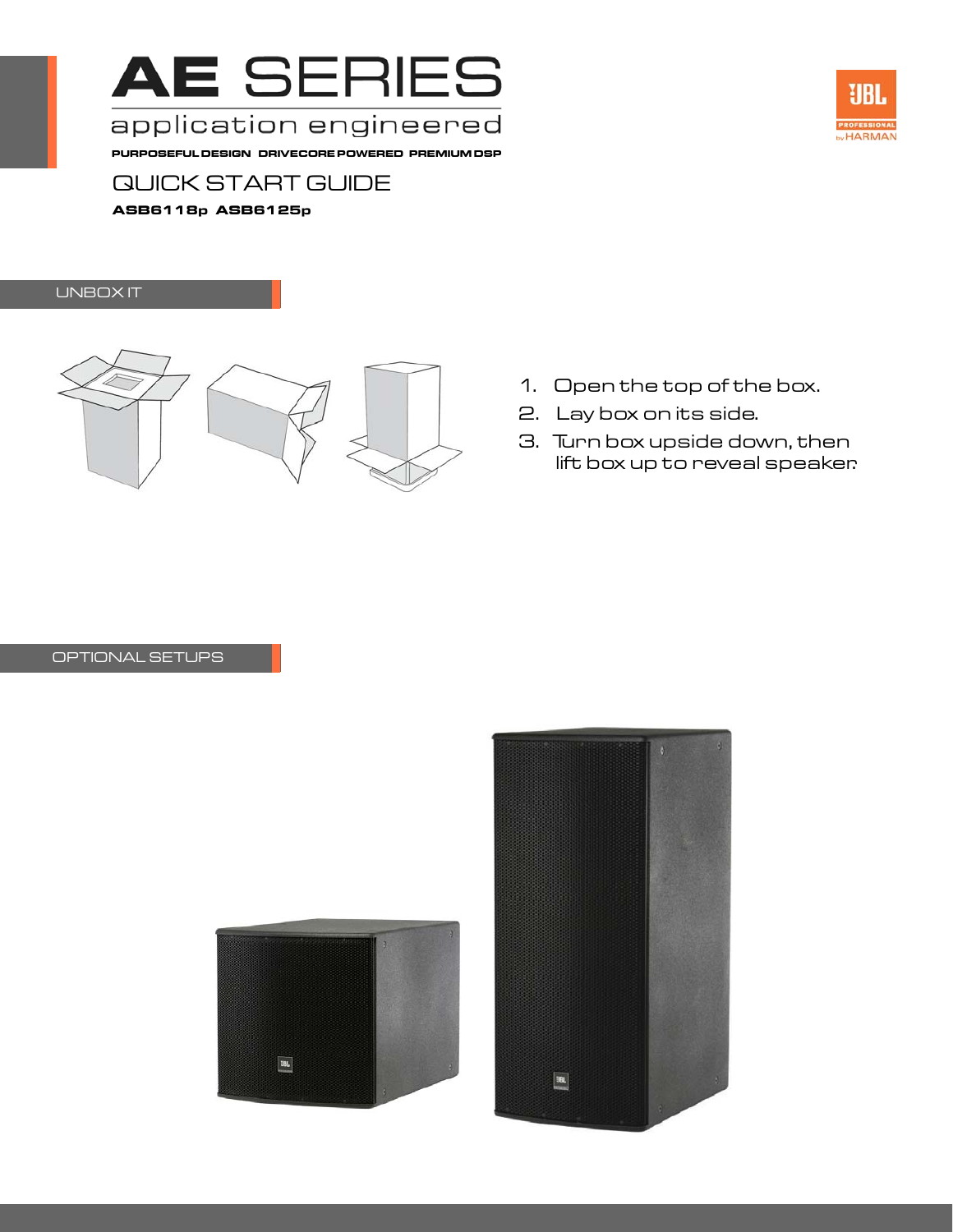# AE SERIES

## application engineered

**PURPOSEFUL DESIGN DRIVECORE POWERED PREMIUM DSP**

## QUICK START GUIDE

**ASB6118p ASB6125p**

### UNBOX IT

1. Open the top of the box.
2. Lay box on its side.
3. Turn box upside down, then lift box up to reveal speaker.

### OPTIONAL SETUPS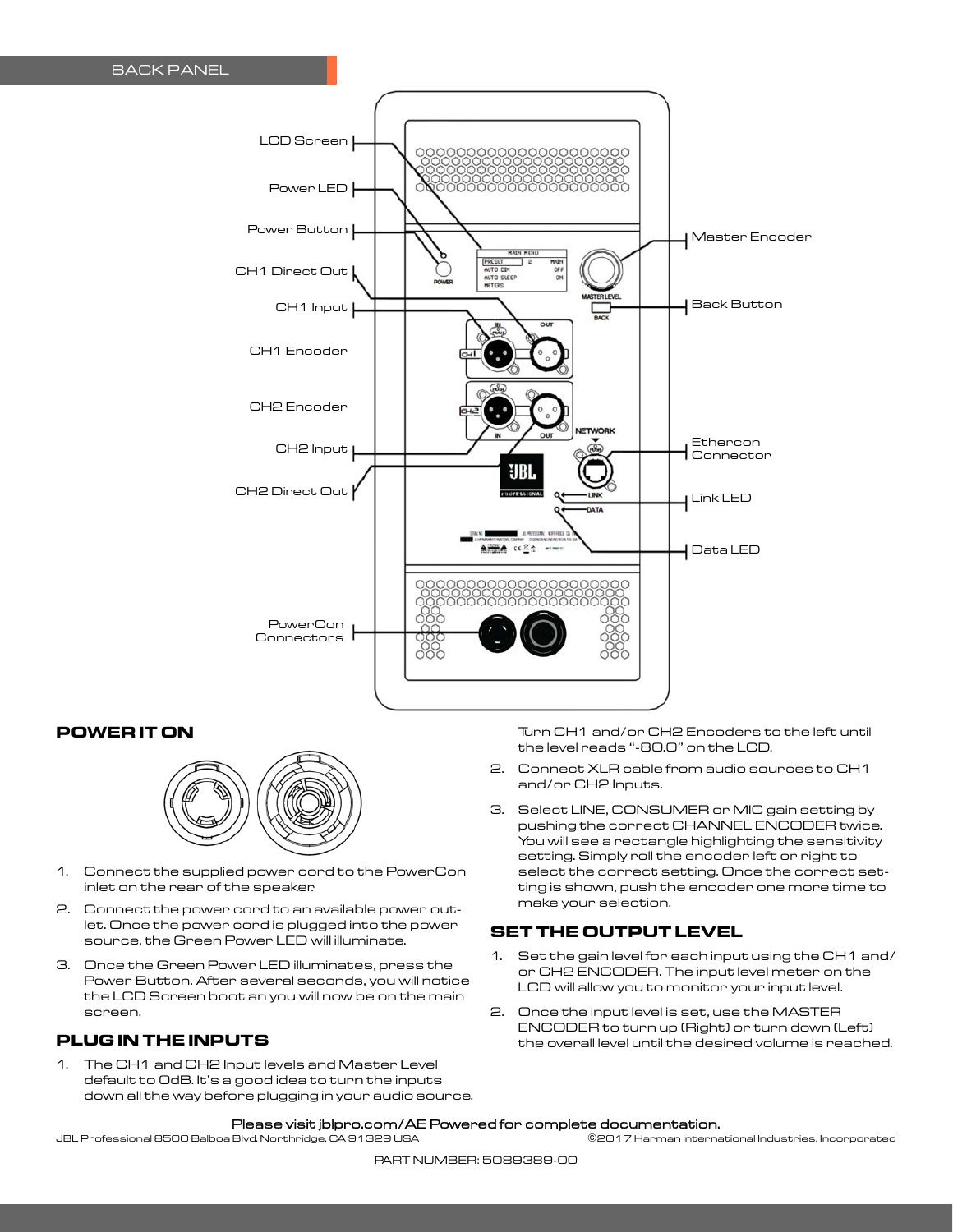## BACK PANEL

LCD Screen
Power LED
Power Button
CH1 Direct Out
CH1 Input
CH1 Encoder
CH2 Encoder
CH2 Input
CH2 Direct Out
PowerCon Connectors
Master Encoder
Back Button
Ethercon Connector
Link LED
Data LED

## POWER IT ON

1. Connect the supplied power cord to the PowerCon inlet on the rear of the speaker.
2. Connect the power cord to an available power outlet. Once the power cord is plugged into the power source, the Green Power LED will illuminate.
3. Once the Green Power LED illuminates, press the Power Button. After several seconds, you will notice the LCD Screen boot an you will now be on the main screen.

## PLUG IN THE INPUTS

1. The CH1 and CH2 Input levels and Master Level default to 0dB. It's a good idea to turn the inputs down all the way before plugging in your audio source. Turn CH1 and/or CH2 Encoders to the left until the level reads "-80.0" on the LCD.
2. Connect XLR cable from audio sources to CH1 and/or CH2 Inputs.
3. Select LINE, CONSUMER or MIC gain setting by pushing the correct CHANNEL ENCODER twice. You will see a rectangle highlighting the sensitivity setting. Simply roll the encoder left or right to select the correct setting. Once the correct setting is shown, push the encoder one more time to make your selection.

## SET THE OUTPUT LEVEL

1. Set the gain level for each input using the CH1 and/or CH2 ENCODER. The input level meter on the LCD will allow you to monitor your input level.
2. Once the input level is set, use the MASTER ENCODER to turn up (Right) or turn down (Left) the overall level until the desired volume is reached.

**Please visit jblpro.com/AE Powered for complete documentation.**

JBL Professional 8500 Balboa Blvd. Northridge, CA 91329 USA ©2017 Harman International Industries, Incorporated

PART NUMBER: 5089389-00